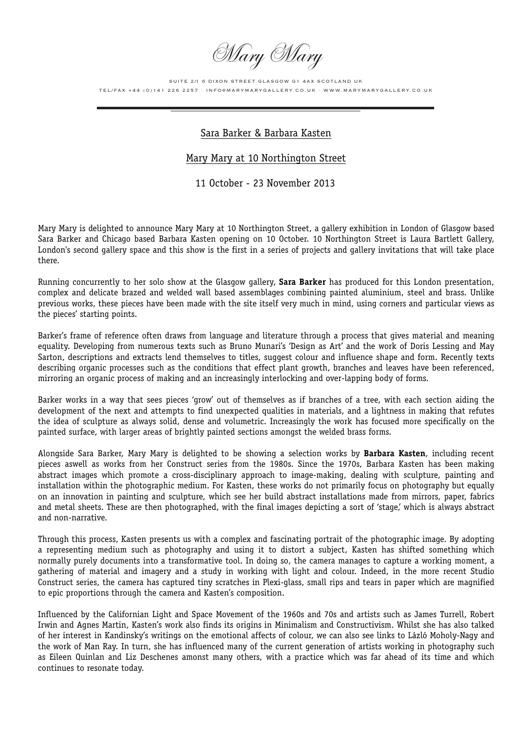# Mary Mary

SUITE 2/1 6 DIXON STREET GLASGOW G1 4AX SCOTLAND UK
TEL/FAX +44 (0)141 226 2257 · INFO@MARYMARYGALLERY.CO.UK · WWW.MARYMARYGALLERY.CO.UK

---

## Sara Barker & Barbara Kasten

## Mary Mary at 10 Northington Street

11 October - 23 November 2013

Mary Mary is delighted to announce Mary Mary at 10 Northington Street, a gallery exhibition in London of Glasgow based Sara Barker and Chicago based Barbara Kasten opening on 10 October. 10 Northington Street is Laura Bartlett Gallery, London's second gallery space and this show is the first in a series of projects and gallery invitations that will take place there.

Running concurrently to her solo show at the Glasgow gallery, **Sara Barker** has produced for this London presentation, complex and delicate brazed and welded wall based assemblages combining painted aluminium, steel and brass. Unlike previous works, these pieces have been made with the site itself very much in mind, using corners and particular views as the pieces' starting points.

Barker's frame of reference often draws from language and literature through a process that gives material and meaning equality. Developing from numerous texts such as Bruno Munari's 'Design as Art' and the work of Doris Lessing and May Sarton, descriptions and extracts lend themselves to titles, suggest colour and influence shape and form. Recently texts describing organic processes such as the conditions that effect plant growth, branches and leaves have been referenced, mirroring an organic process of making and an increasingly interlocking and over-lapping body of forms.

Barker works in a way that sees pieces 'grow' out of themselves as if branches of a tree, with each section aiding the development of the next and attempts to find unexpected qualities in materials, and a lightness in making that refutes the idea of sculpture as always solid, dense and volumetric. Increasingly the work has focused more specifically on the painted surface, with larger areas of brightly painted sections amongst the welded brass forms.

Alongside Sara Barker, Mary Mary is delighted to be showing a selection works by **Barbara Kasten**, including recent pieces aswell as works from her Construct series from the 1980s. Since the 1970s, Barbara Kasten has been making abstract images which promote a cross-disciplinary approach to image-making, dealing with sculpture, painting and installation within the photographic medium. For Kasten, these works do not primarily focus on photography but equally on an innovation in painting and sculpture, which see her build abstract installations made from mirrors, paper, fabrics and metal sheets. These are then photographed, with the final images depicting a sort of 'stage,' which is always abstract and non-narrative.

Through this process, Kasten presents us with a complex and fascinating portrait of the photographic image. By adopting a representing medium such as photography and using it to distort a subject, Kasten has shifted something which normally purely documents into a transformative tool. In doing so, the camera manages to capture a working moment, a gathering of material and imagery and a study in working with light and colour. Indeed, in the more recent Studio Construct series, the camera has captured tiny scratches in Plexi-glass, small rips and tears in paper which are magnified to epic proportions through the camera and Kasten's composition.

Influenced by the Californian Light and Space Movement of the 1960s and 70s and artists such as James Turrell, Robert Irwin and Agnes Martin, Kasten's work also finds its origins in Minimalism and Constructivism. Whilst she has also talked of her interest in Kandinsky's writings on the emotional affects of colour, we can also see links to Lázló Moholy-Nagy and the work of Man Ray. In turn, she has influenced many of the current generation of artists working in photography such as Eileen Quinlan and Liz Deschenes amonst many others, with a practice which was far ahead of its time and which continues to resonate today.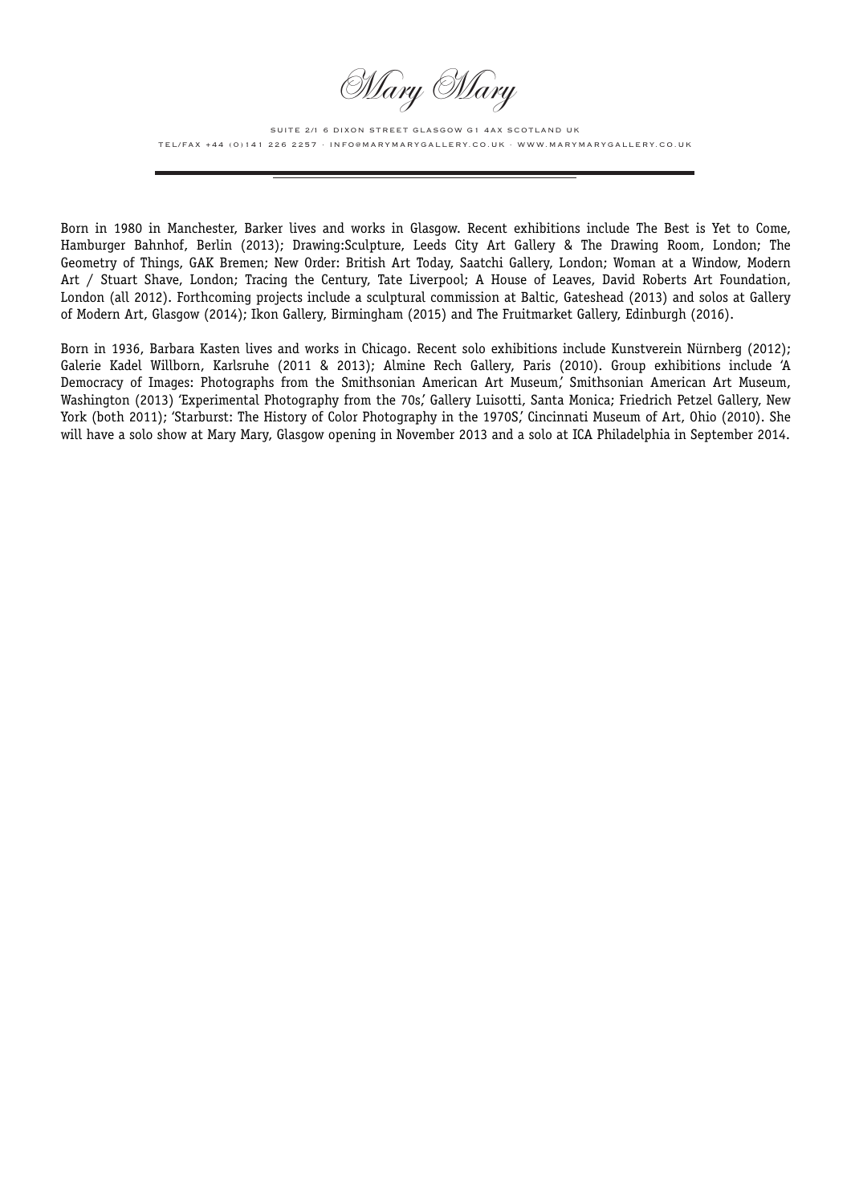# Mary Mary

SUITE 2/1 6 DIXON STREET GLASGOW G1 4AX SCOTLAND UK
TEL/FAX +44 (0)141 226 2257 · INFO@MARYMARYGALLERY.CO.UK · WWW.MARYMARYGALLERY.CO.UK

Born in 1980 in Manchester, Barker lives and works in Glasgow. Recent exhibitions include The Best is Yet to Come, Hamburger Bahnhof, Berlin (2013); Drawing:Sculpture, Leeds City Art Gallery & The Drawing Room, London; The Geometry of Things, GAK Bremen; New Order: British Art Today, Saatchi Gallery, London; Woman at a Window, Modern Art / Stuart Shave, London; Tracing the Century, Tate Liverpool; A House of Leaves, David Roberts Art Foundation, London (all 2012). Forthcoming projects include a sculptural commission at Baltic, Gateshead (2013) and solos at Gallery of Modern Art, Glasgow (2014); Ikon Gallery, Birmingham (2015) and The Fruitmarket Gallery, Edinburgh (2016).

Born in 1936, Barbara Kasten lives and works in Chicago. Recent solo exhibitions include Kunstverein Nürnberg (2012); Galerie Kadel Willborn, Karlsruhe (2011 & 2013); Almine Rech Gallery, Paris (2010). Group exhibitions include 'A Democracy of Images: Photographs from the Smithsonian American Art Museum,' Smithsonian American Art Museum, Washington (2013) 'Experimental Photography from the 70s,' Gallery Luisotti, Santa Monica; Friedrich Petzel Gallery, New York (both 2011); 'Starburst: The History of Color Photography in the 1970S,' Cincinnati Museum of Art, Ohio (2010). She will have a solo show at Mary Mary, Glasgow opening in November 2013 and a solo at ICA Philadelphia in September 2014.